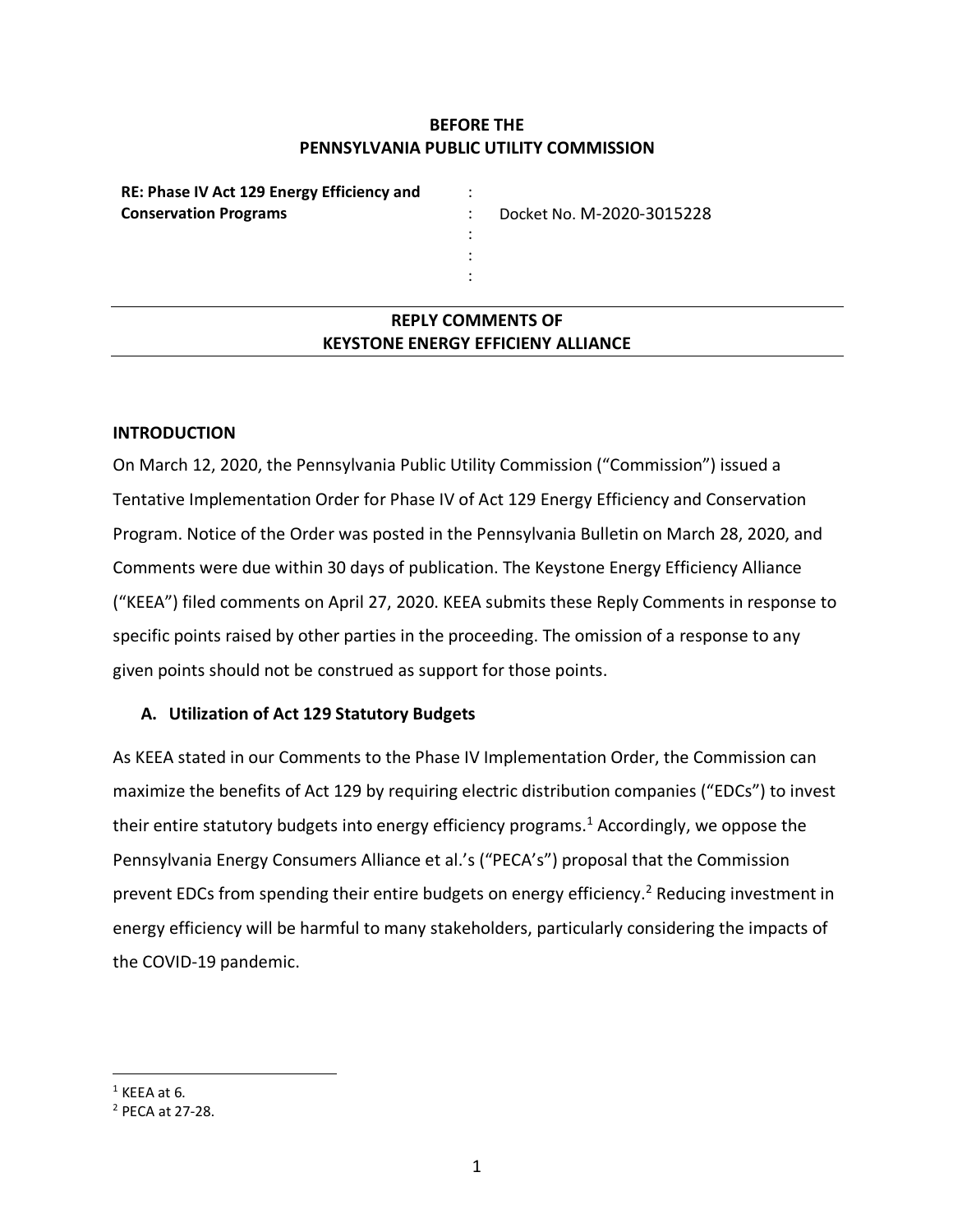**BEFORE THE**
**PENNSYLVANIA PUBLIC UTILITY COMMISSION**

| **RE: Phase IV Act 129 Energy Efficiency and Conservation Programs** | : | Docket No. M-2020-3015228 |
| --- | --- | --- |

## REPLY COMMENTS OF KEYSTONE ENERGY EFFICIENY ALLIANCE

### INTRODUCTION

On March 12, 2020, the Pennsylvania Public Utility Commission ("Commission") issued a Tentative Implementation Order for Phase IV of Act 129 Energy Efficiency and Conservation Program. Notice of the Order was posted in the Pennsylvania Bulletin on March 28, 2020, and Comments were due within 30 days of publication. The Keystone Energy Efficiency Alliance ("KEEA") filed comments on April 27, 2020. KEEA submits these Reply Comments in response to specific points raised by other parties in the proceeding. The omission of a response to any given points should not be construed as support for those points.

### A. Utilization of Act 129 Statutory Budgets

As KEEA stated in our Comments to the Phase IV Implementation Order, the Commission can maximize the benefits of Act 129 by requiring electric distribution companies ("EDCs") to invest their entire statutory budgets into energy efficiency programs.[1] Accordingly, we oppose the Pennsylvania Energy Consumers Alliance et al.'s ("PECA's") proposal that the Commission prevent EDCs from spending their entire budgets on energy efficiency.[2] Reducing investment in energy efficiency will be harmful to many stakeholders, particularly considering the impacts of the COVID-19 pandemic.

---

[1] KEEA at 6.
[2] PECA at 27-28.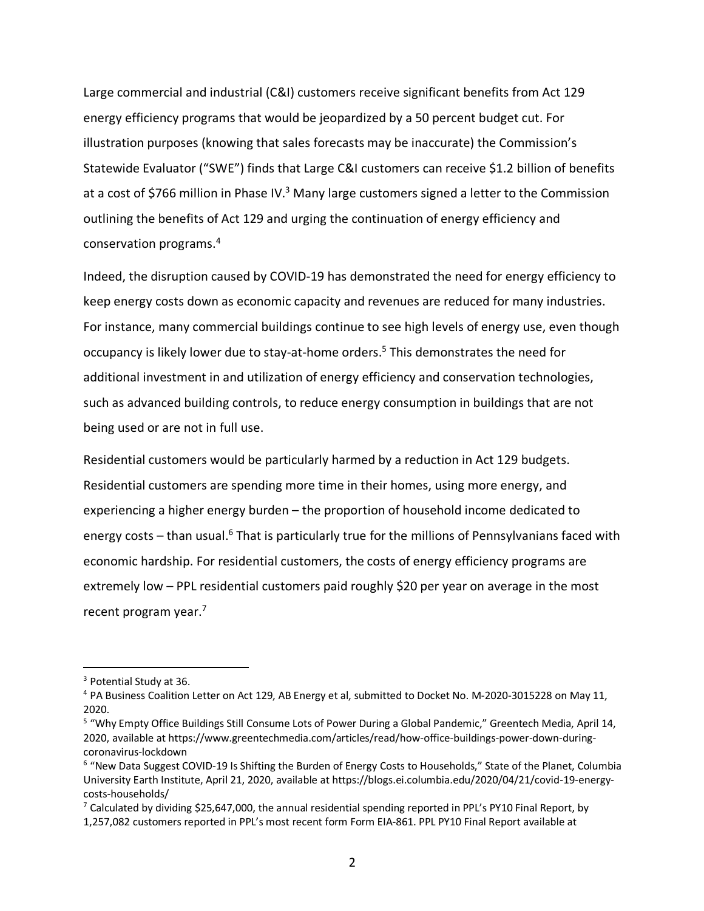Large commercial and industrial (C&I) customers receive significant benefits from Act 129 energy efficiency programs that would be jeopardized by a 50 percent budget cut. For illustration purposes (knowing that sales forecasts may be inaccurate) the Commission's Statewide Evaluator ("SWE") finds that Large C&I customers can receive $1.2 billion of benefits at a cost of $766 million in Phase IV.[3] Many large customers signed a letter to the Commission outlining the benefits of Act 129 and urging the continuation of energy efficiency and conservation programs.[4]

Indeed, the disruption caused by COVID-19 has demonstrated the need for energy efficiency to keep energy costs down as economic capacity and revenues are reduced for many industries. For instance, many commercial buildings continue to see high levels of energy use, even though occupancy is likely lower due to stay-at-home orders.[5] This demonstrates the need for additional investment in and utilization of energy efficiency and conservation technologies, such as advanced building controls, to reduce energy consumption in buildings that are not being used or are not in full use.

Residential customers would be particularly harmed by a reduction in Act 129 budgets. Residential customers are spending more time in their homes, using more energy, and experiencing a higher energy burden – the proportion of household income dedicated to energy costs – than usual.[6] That is particularly true for the millions of Pennsylvanians faced with economic hardship. For residential customers, the costs of energy efficiency programs are extremely low – PPL residential customers paid roughly $20 per year on average in the most recent program year.[7]

---

[3] Potential Study at 36.

[4] PA Business Coalition Letter on Act 129, AB Energy et al, submitted to Docket No. M-2020-3015228 on May 11, 2020.

[5] "Why Empty Office Buildings Still Consume Lots of Power During a Global Pandemic," Greentech Media, April 14, 2020, available at https://www.greentechmedia.com/articles/read/how-office-buildings-power-down-during-coronavirus-lockdown

[6] "New Data Suggest COVID-19 Is Shifting the Burden of Energy Costs to Households," State of the Planet, Columbia University Earth Institute, April 21, 2020, available at https://blogs.ei.columbia.edu/2020/04/21/covid-19-energy-costs-households/

[7] Calculated by dividing $25,647,000, the annual residential spending reported in PPL's PY10 Final Report, by 1,257,082 customers reported in PPL's most recent form Form EIA-861. PPL PY10 Final Report available at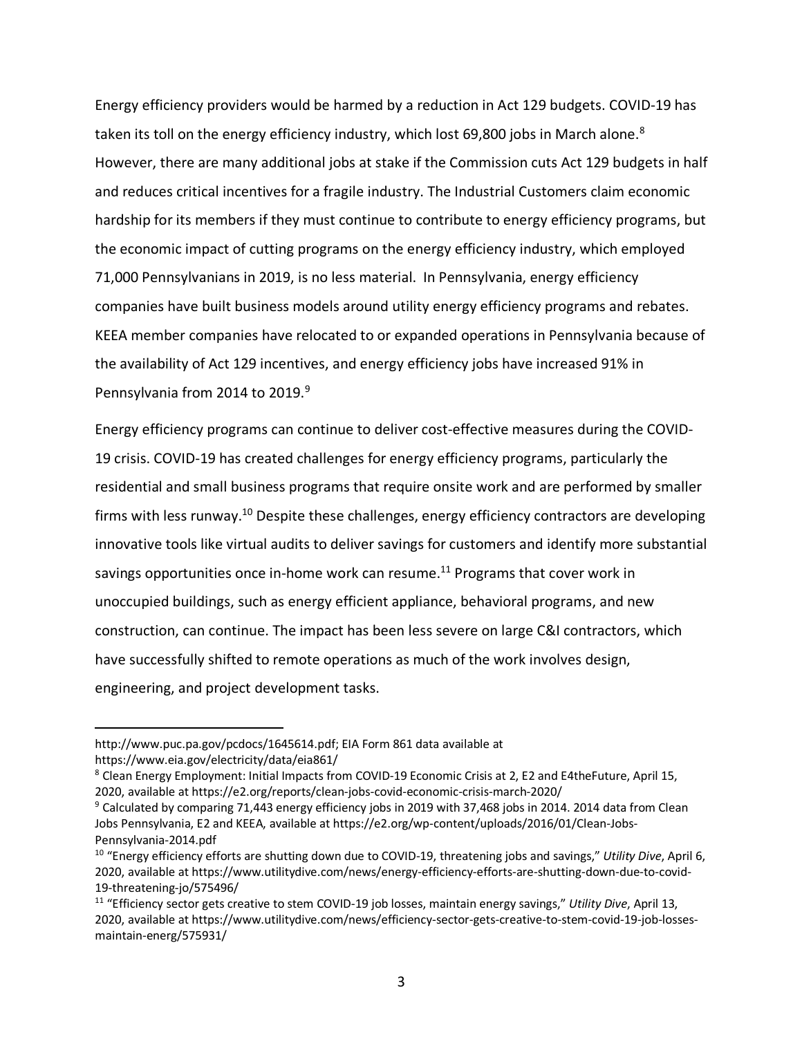Energy efficiency providers would be harmed by a reduction in Act 129 budgets. COVID-19 has taken its toll on the energy efficiency industry, which lost 69,800 jobs in March alone.[8] However, there are many additional jobs at stake if the Commission cuts Act 129 budgets in half and reduces critical incentives for a fragile industry. The Industrial Customers claim economic hardship for its members if they must continue to contribute to energy efficiency programs, but the economic impact of cutting programs on the energy efficiency industry, which employed 71,000 Pennsylvanians in 2019, is no less material. In Pennsylvania, energy efficiency companies have built business models around utility energy efficiency programs and rebates. KEEA member companies have relocated to or expanded operations in Pennsylvania because of the availability of Act 129 incentives, and energy efficiency jobs have increased 91% in Pennsylvania from 2014 to 2019.[9]

Energy efficiency programs can continue to deliver cost-effective measures during the COVID-19 crisis. COVID-19 has created challenges for energy efficiency programs, particularly the residential and small business programs that require onsite work and are performed by smaller firms with less runway.[10] Despite these challenges, energy efficiency contractors are developing innovative tools like virtual audits to deliver savings for customers and identify more substantial savings opportunities once in-home work can resume.[11] Programs that cover work in unoccupied buildings, such as energy efficient appliance, behavioral programs, and new construction, can continue. The impact has been less severe on large C&I contractors, which have successfully shifted to remote operations as much of the work involves design, engineering, and project development tasks.

---

http://www.puc.pa.gov/pcdocs/1645614.pdf; EIA Form 861 data available at https://www.eia.gov/electricity/data/eia861/

[8] Clean Energy Employment: Initial Impacts from COVID-19 Economic Crisis at 2, E2 and E4theFuture, April 15, 2020, available at https://e2.org/reports/clean-jobs-covid-economic-crisis-march-2020/

[9] Calculated by comparing 71,443 energy efficiency jobs in 2019 with 37,468 jobs in 2014. 2014 data from Clean Jobs Pennsylvania, E2 and KEEA, available at https://e2.org/wp-content/uploads/2016/01/Clean-Jobs-Pennsylvania-2014.pdf

[10] "Energy efficiency efforts are shutting down due to COVID-19, threatening jobs and savings," *Utility Dive*, April 6, 2020, available at https://www.utilitydive.com/news/energy-efficiency-efforts-are-shutting-down-due-to-covid-19-threatening-jo/575496/

[11] "Efficiency sector gets creative to stem COVID-19 job losses, maintain energy savings," *Utility Dive*, April 13, 2020, available at https://www.utilitydive.com/news/efficiency-sector-gets-creative-to-stem-covid-19-job-losses-maintain-energ/575931/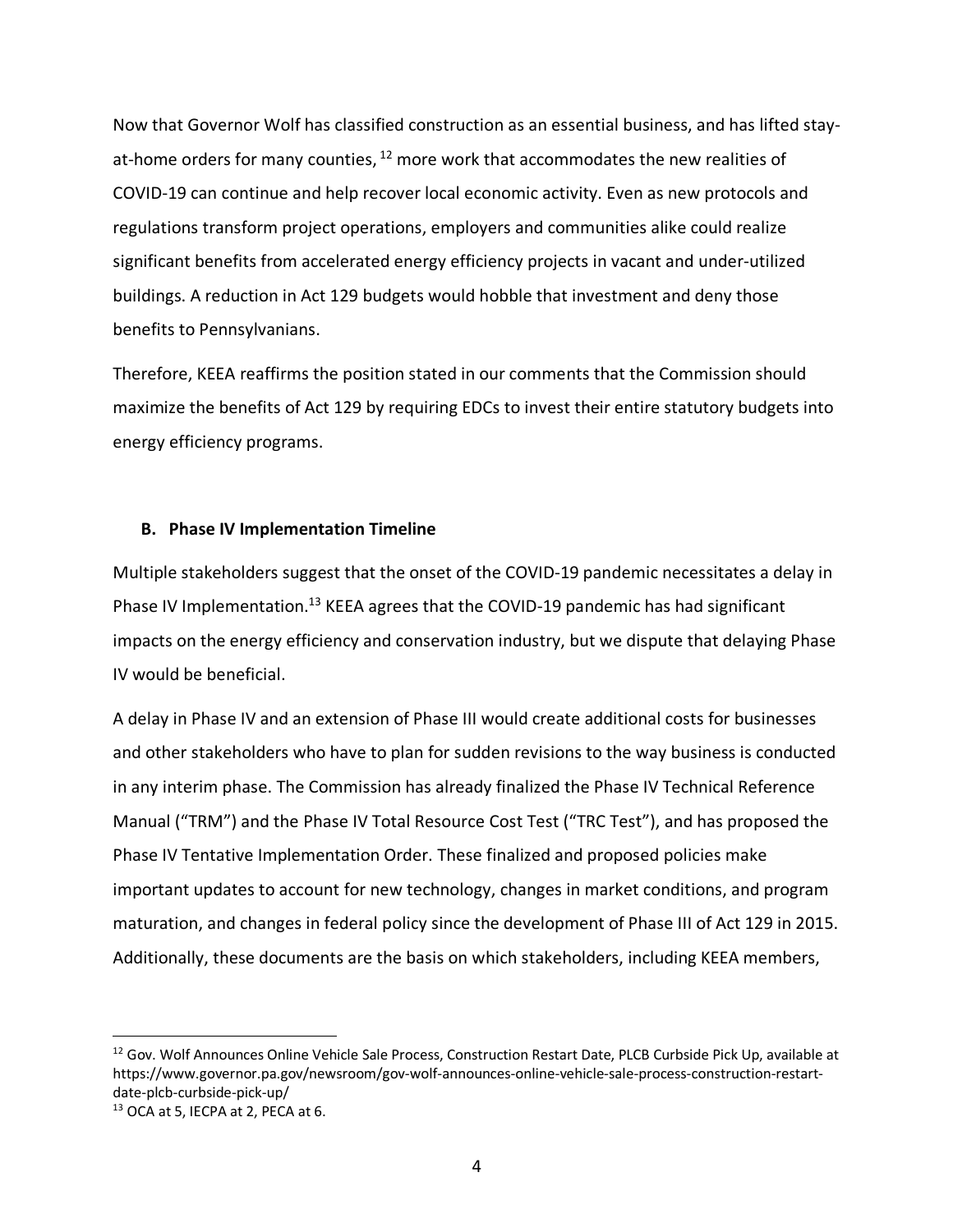Now that Governor Wolf has classified construction as an essential business, and has lifted stay-at-home orders for many counties, [12] more work that accommodates the new realities of COVID-19 can continue and help recover local economic activity. Even as new protocols and regulations transform project operations, employers and communities alike could realize significant benefits from accelerated energy efficiency projects in vacant and under-utilized buildings. A reduction in Act 129 budgets would hobble that investment and deny those benefits to Pennsylvanians.

Therefore, KEEA reaffirms the position stated in our comments that the Commission should maximize the benefits of Act 129 by requiring EDCs to invest their entire statutory budgets into energy efficiency programs.

### B. Phase IV Implementation Timeline

Multiple stakeholders suggest that the onset of the COVID-19 pandemic necessitates a delay in Phase IV Implementation.[13] KEEA agrees that the COVID-19 pandemic has had significant impacts on the energy efficiency and conservation industry, but we dispute that delaying Phase IV would be beneficial.

A delay in Phase IV and an extension of Phase III would create additional costs for businesses and other stakeholders who have to plan for sudden revisions to the way business is conducted in any interim phase. The Commission has already finalized the Phase IV Technical Reference Manual ("TRM") and the Phase IV Total Resource Cost Test ("TRC Test"), and has proposed the Phase IV Tentative Implementation Order. These finalized and proposed policies make important updates to account for new technology, changes in market conditions, and program maturation, and changes in federal policy since the development of Phase III of Act 129 in 2015. Additionally, these documents are the basis on which stakeholders, including KEEA members,

---

[12] Gov. Wolf Announces Online Vehicle Sale Process, Construction Restart Date, PLCB Curbside Pick Up, available at https://www.governor.pa.gov/newsroom/gov-wolf-announces-online-vehicle-sale-process-construction-restart-date-plcb-curbside-pick-up/

[13] OCA at 5, IECPA at 2, PECA at 6.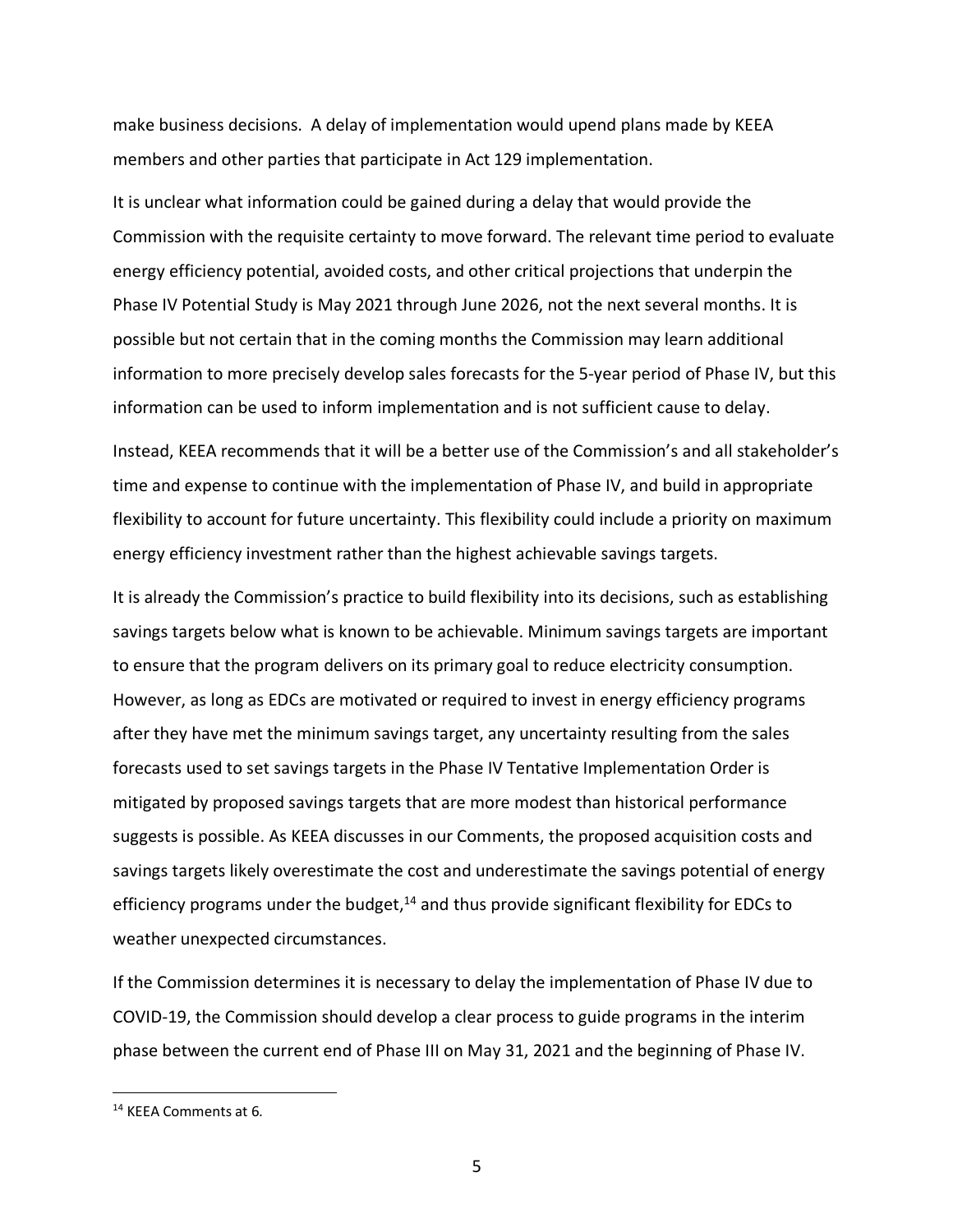make business decisions. A delay of implementation would upend plans made by KEEA members and other parties that participate in Act 129 implementation.

It is unclear what information could be gained during a delay that would provide the Commission with the requisite certainty to move forward. The relevant time period to evaluate energy efficiency potential, avoided costs, and other critical projections that underpin the Phase IV Potential Study is May 2021 through June 2026, not the next several months. It is possible but not certain that in the coming months the Commission may learn additional information to more precisely develop sales forecasts for the 5-year period of Phase IV, but this information can be used to inform implementation and is not sufficient cause to delay.

Instead, KEEA recommends that it will be a better use of the Commission's and all stakeholder's time and expense to continue with the implementation of Phase IV, and build in appropriate flexibility to account for future uncertainty. This flexibility could include a priority on maximum energy efficiency investment rather than the highest achievable savings targets.

It is already the Commission's practice to build flexibility into its decisions, such as establishing savings targets below what is known to be achievable. Minimum savings targets are important to ensure that the program delivers on its primary goal to reduce electricity consumption. However, as long as EDCs are motivated or required to invest in energy efficiency programs after they have met the minimum savings target, any uncertainty resulting from the sales forecasts used to set savings targets in the Phase IV Tentative Implementation Order is mitigated by proposed savings targets that are more modest than historical performance suggests is possible. As KEEA discusses in our Comments, the proposed acquisition costs and savings targets likely overestimate the cost and underestimate the savings potential of energy efficiency programs under the budget,[14] and thus provide significant flexibility for EDCs to weather unexpected circumstances.

If the Commission determines it is necessary to delay the implementation of Phase IV due to COVID-19, the Commission should develop a clear process to guide programs in the interim phase between the current end of Phase III on May 31, 2021 and the beginning of Phase IV.

[14] KEEA Comments at 6.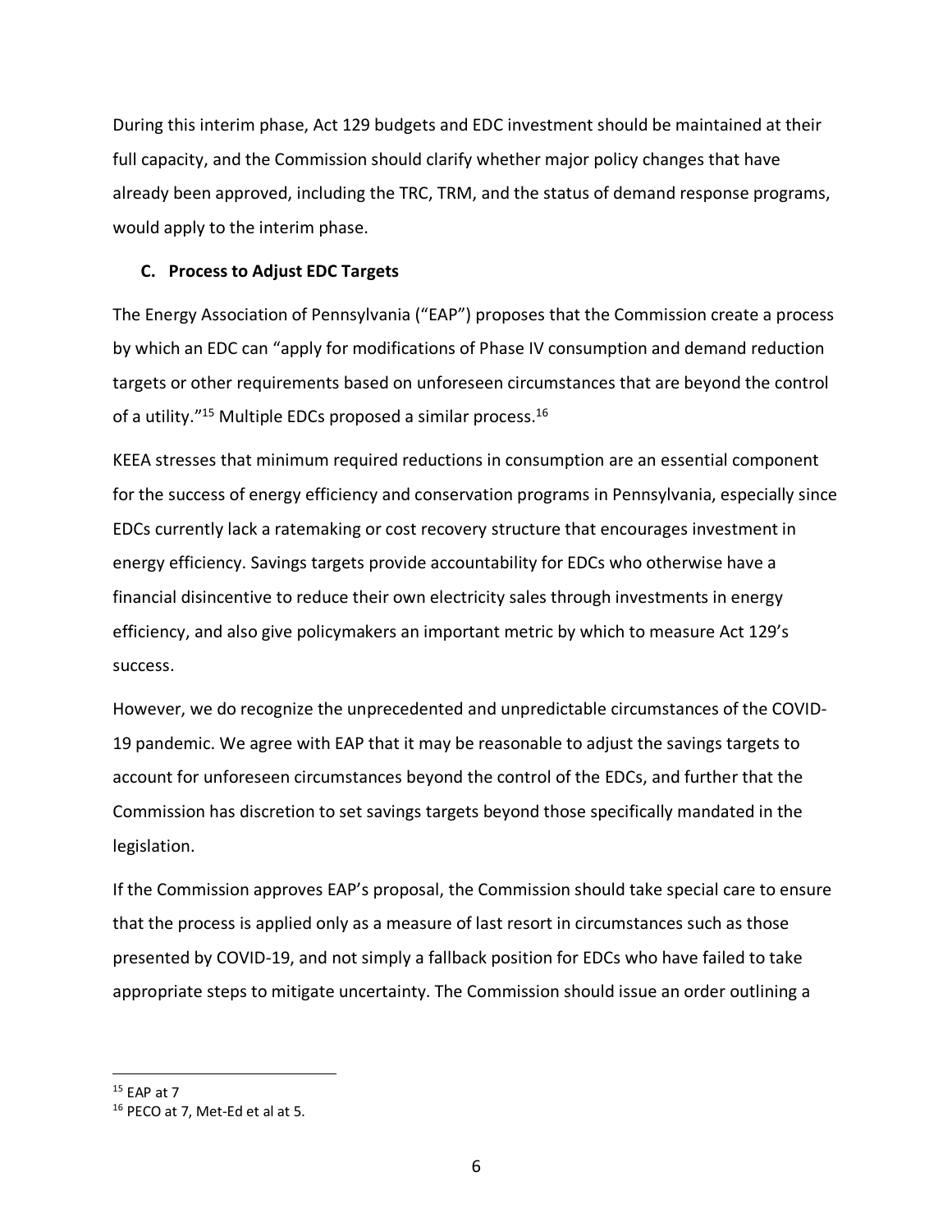During this interim phase, Act 129 budgets and EDC investment should be maintained at their full capacity, and the Commission should clarify whether major policy changes that have already been approved, including the TRC, TRM, and the status of demand response programs, would apply to the interim phase.

### C. Process to Adjust EDC Targets

The Energy Association of Pennsylvania ("EAP") proposes that the Commission create a process by which an EDC can "apply for modifications of Phase IV consumption and demand reduction targets or other requirements based on unforeseen circumstances that are beyond the control of a utility."[15] Multiple EDCs proposed a similar process.[16]

KEEA stresses that minimum required reductions in consumption are an essential component for the success of energy efficiency and conservation programs in Pennsylvania, especially since EDCs currently lack a ratemaking or cost recovery structure that encourages investment in energy efficiency. Savings targets provide accountability for EDCs who otherwise have a financial disincentive to reduce their own electricity sales through investments in energy efficiency, and also give policymakers an important metric by which to measure Act 129's success.

However, we do recognize the unprecedented and unpredictable circumstances of the COVID-19 pandemic. We agree with EAP that it may be reasonable to adjust the savings targets to account for unforeseen circumstances beyond the control of the EDCs, and further that the Commission has discretion to set savings targets beyond those specifically mandated in the legislation.

If the Commission approves EAP's proposal, the Commission should take special care to ensure that the process is applied only as a measure of last resort in circumstances such as those presented by COVID-19, and not simply a fallback position for EDCs who have failed to take appropriate steps to mitigate uncertainty. The Commission should issue an order outlining a

---

[15] EAP at 7

[16] PECO at 7, Met-Ed et al at 5.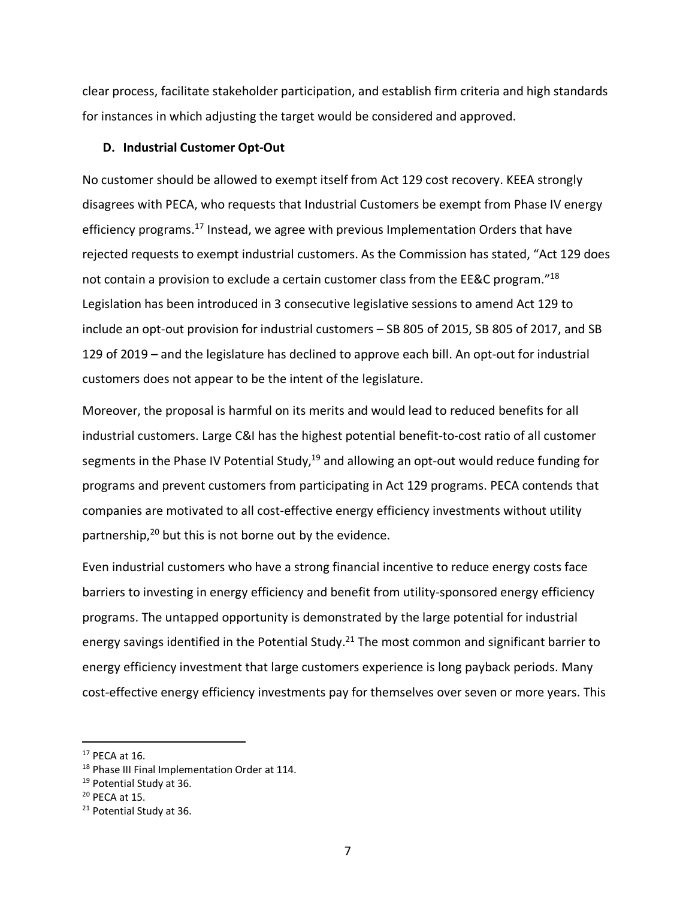clear process, facilitate stakeholder participation, and establish firm criteria and high standards for instances in which adjusting the target would be considered and approved.

### D. Industrial Customer Opt-Out

No customer should be allowed to exempt itself from Act 129 cost recovery. KEEA strongly disagrees with PECA, who requests that Industrial Customers be exempt from Phase IV energy efficiency programs.[17] Instead, we agree with previous Implementation Orders that have rejected requests to exempt industrial customers. As the Commission has stated, "Act 129 does not contain a provision to exclude a certain customer class from the EE&C program."[18] Legislation has been introduced in 3 consecutive legislative sessions to amend Act 129 to include an opt-out provision for industrial customers – SB 805 of 2015, SB 805 of 2017, and SB 129 of 2019 – and the legislature has declined to approve each bill. An opt-out for industrial customers does not appear to be the intent of the legislature.

Moreover, the proposal is harmful on its merits and would lead to reduced benefits for all industrial customers. Large C&I has the highest potential benefit-to-cost ratio of all customer segments in the Phase IV Potential Study,[19] and allowing an opt-out would reduce funding for programs and prevent customers from participating in Act 129 programs. PECA contends that companies are motivated to all cost-effective energy efficiency investments without utility partnership,[20] but this is not borne out by the evidence.

Even industrial customers who have a strong financial incentive to reduce energy costs face barriers to investing in energy efficiency and benefit from utility-sponsored energy efficiency programs. The untapped opportunity is demonstrated by the large potential for industrial energy savings identified in the Potential Study.[21] The most common and significant barrier to energy efficiency investment that large customers experience is long payback periods. Many cost-effective energy efficiency investments pay for themselves over seven or more years. This

---

[17] PECA at 16.

[18] Phase III Final Implementation Order at 114.

[19] Potential Study at 36.

[20] PECA at 15.

[21] Potential Study at 36.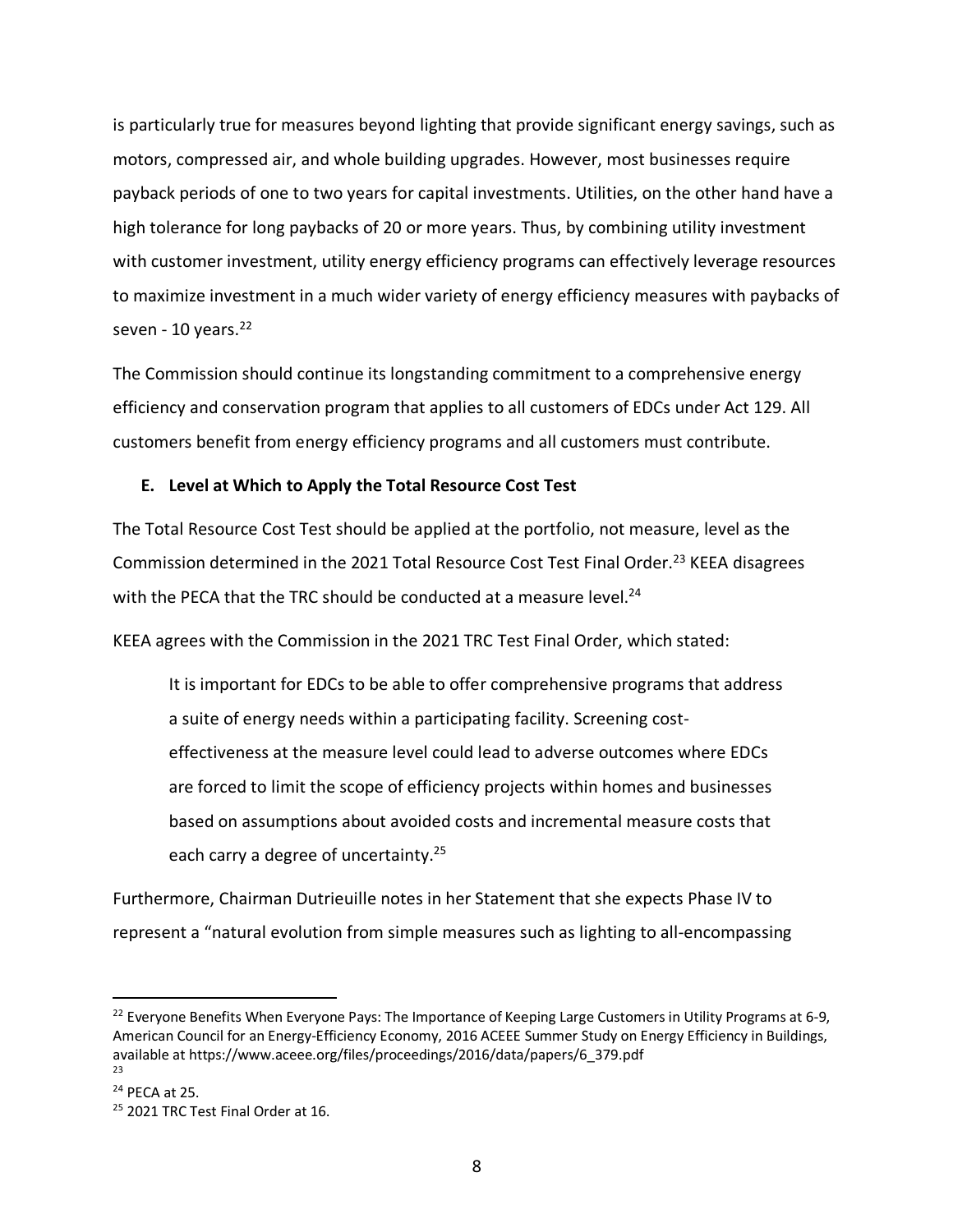is particularly true for measures beyond lighting that provide significant energy savings, such as motors, compressed air, and whole building upgrades. However, most businesses require payback periods of one to two years for capital investments. Utilities, on the other hand have a high tolerance for long paybacks of 20 or more years. Thus, by combining utility investment with customer investment, utility energy efficiency programs can effectively leverage resources to maximize investment in a much wider variety of energy efficiency measures with paybacks of seven - 10 years.[22]

The Commission should continue its longstanding commitment to a comprehensive energy efficiency and conservation program that applies to all customers of EDCs under Act 129. All customers benefit from energy efficiency programs and all customers must contribute.

### E. Level at Which to Apply the Total Resource Cost Test

The Total Resource Cost Test should be applied at the portfolio, not measure, level as the Commission determined in the 2021 Total Resource Cost Test Final Order.[23] KEEA disagrees with the PECA that the TRC should be conducted at a measure level.[24]

KEEA agrees with the Commission in the 2021 TRC Test Final Order, which stated:

> It is important for EDCs to be able to offer comprehensive programs that address a suite of energy needs within a participating facility. Screening cost-effectiveness at the measure level could lead to adverse outcomes where EDCs are forced to limit the scope of efficiency projects within homes and businesses based on assumptions about avoided costs and incremental measure costs that each carry a degree of uncertainty.[25]

Furthermore, Chairman Dutrieuille notes in her Statement that she expects Phase IV to represent a "natural evolution from simple measures such as lighting to all-encompassing

---

[22] Everyone Benefits When Everyone Pays: The Importance of Keeping Large Customers in Utility Programs at 6-9, American Council for an Energy-Efficiency Economy, 2016 ACEEE Summer Study on Energy Efficiency in Buildings, available at https://www.aceee.org/files/proceedings/2016/data/papers/6_379.pdf

[23]

[24] PECA at 25.

[25] 2021 TRC Test Final Order at 16.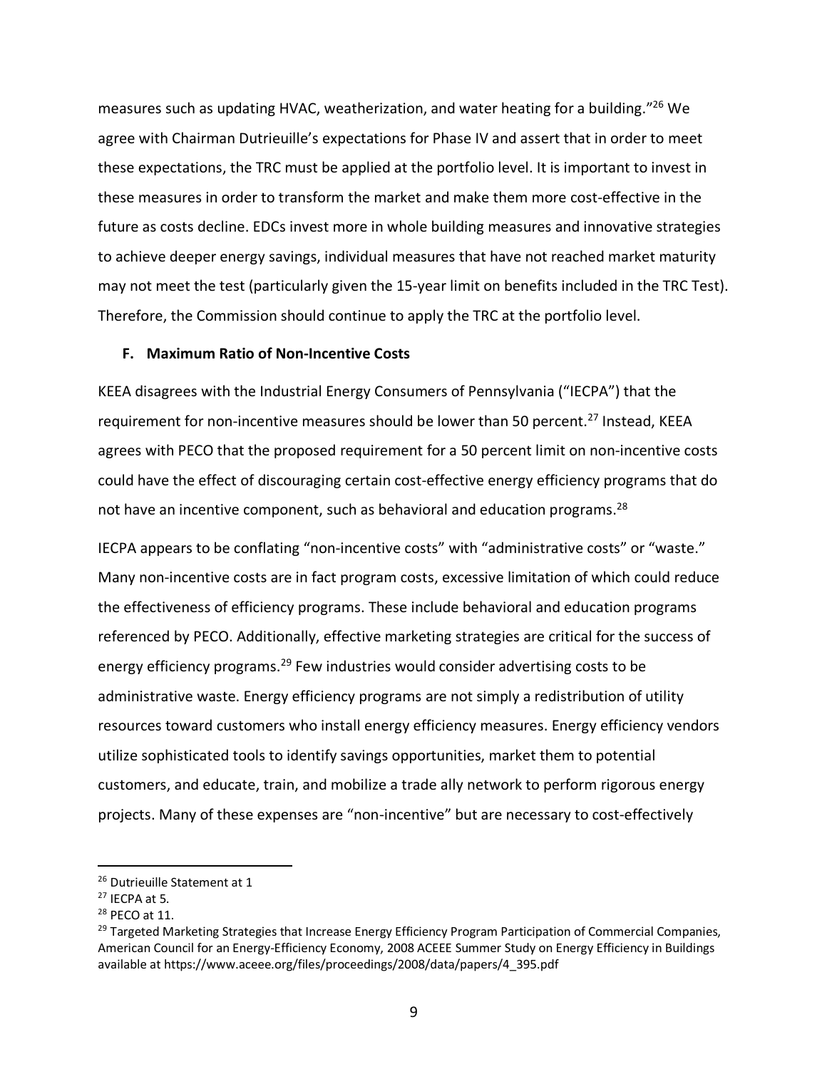measures such as updating HVAC, weatherization, and water heating for a building."[26] We agree with Chairman Dutrieuille's expectations for Phase IV and assert that in order to meet these expectations, the TRC must be applied at the portfolio level. It is important to invest in these measures in order to transform the market and make them more cost-effective in the future as costs decline. EDCs invest more in whole building measures and innovative strategies to achieve deeper energy savings, individual measures that have not reached market maturity may not meet the test (particularly given the 15-year limit on benefits included in the TRC Test). Therefore, the Commission should continue to apply the TRC at the portfolio level.

### F. Maximum Ratio of Non-Incentive Costs

KEEA disagrees with the Industrial Energy Consumers of Pennsylvania ("IECPA") that the requirement for non-incentive measures should be lower than 50 percent.[27] Instead, KEEA agrees with PECO that the proposed requirement for a 50 percent limit on non-incentive costs could have the effect of discouraging certain cost-effective energy efficiency programs that do not have an incentive component, such as behavioral and education programs.[28]

IECPA appears to be conflating "non-incentive costs" with "administrative costs" or "waste." Many non-incentive costs are in fact program costs, excessive limitation of which could reduce the effectiveness of efficiency programs. These include behavioral and education programs referenced by PECO. Additionally, effective marketing strategies are critical for the success of energy efficiency programs.[29] Few industries would consider advertising costs to be administrative waste. Energy efficiency programs are not simply a redistribution of utility resources toward customers who install energy efficiency measures. Energy efficiency vendors utilize sophisticated tools to identify savings opportunities, market them to potential customers, and educate, train, and mobilize a trade ally network to perform rigorous energy projects. Many of these expenses are "non-incentive" but are necessary to cost-effectively

---

[26] Dutrieuille Statement at 1

[27] IECPA at 5.

[28] PECO at 11.

[29] Targeted Marketing Strategies that Increase Energy Efficiency Program Participation of Commercial Companies, American Council for an Energy-Efficiency Economy, 2008 ACEEE Summer Study on Energy Efficiency in Buildings available at https://www.aceee.org/files/proceedings/2008/data/papers/4_395.pdf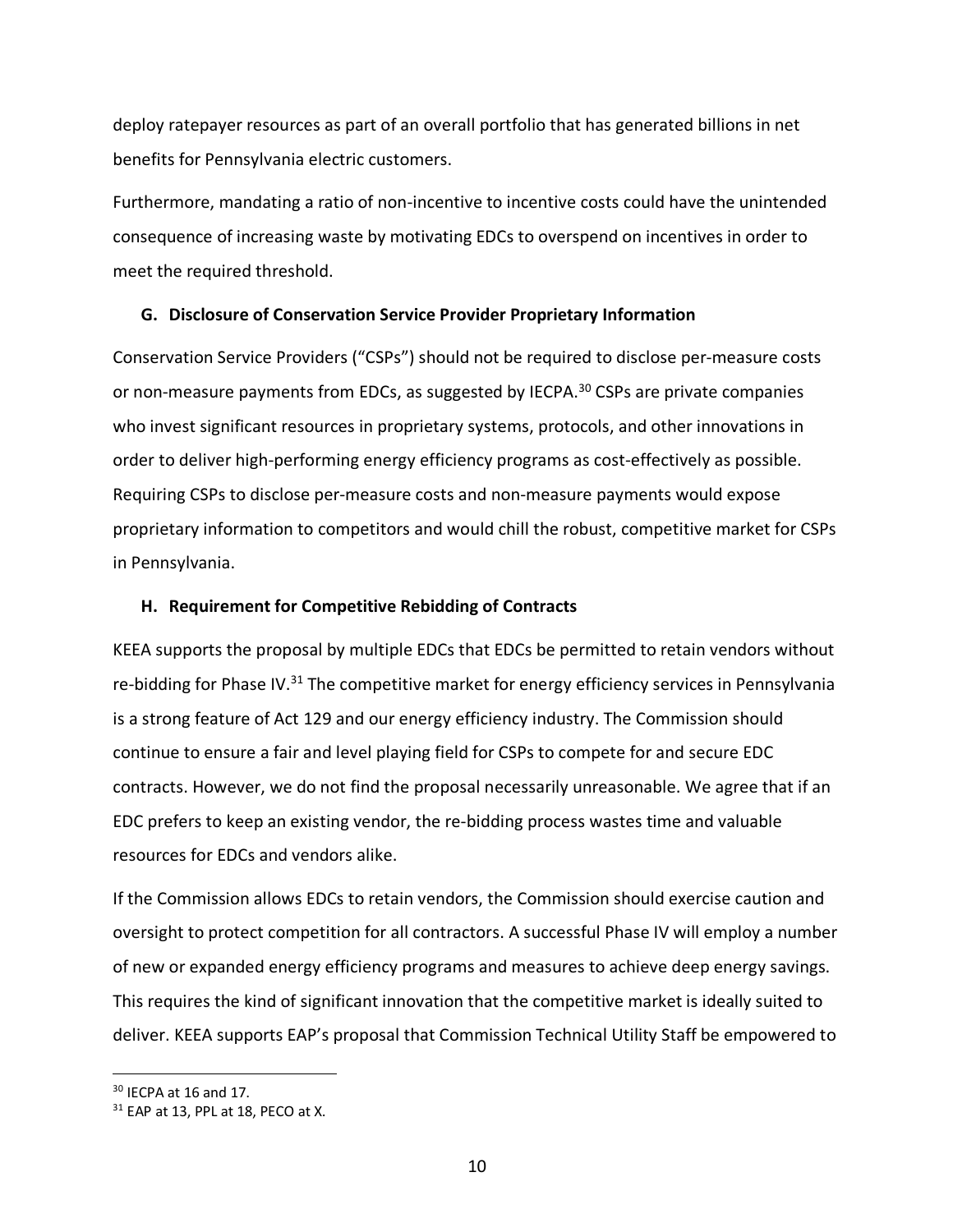deploy ratepayer resources as part of an overall portfolio that has generated billions in net benefits for Pennsylvania electric customers.

Furthermore, mandating a ratio of non-incentive to incentive costs could have the unintended consequence of increasing waste by motivating EDCs to overspend on incentives in order to meet the required threshold.

### G. Disclosure of Conservation Service Provider Proprietary Information

Conservation Service Providers ("CSPs") should not be required to disclose per-measure costs or non-measure payments from EDCs, as suggested by IECPA.[30] CSPs are private companies who invest significant resources in proprietary systems, protocols, and other innovations in order to deliver high-performing energy efficiency programs as cost-effectively as possible. Requiring CSPs to disclose per-measure costs and non-measure payments would expose proprietary information to competitors and would chill the robust, competitive market for CSPs in Pennsylvania.

### H. Requirement for Competitive Rebidding of Contracts

KEEA supports the proposal by multiple EDCs that EDCs be permitted to retain vendors without re-bidding for Phase IV.[31] The competitive market for energy efficiency services in Pennsylvania is a strong feature of Act 129 and our energy efficiency industry. The Commission should continue to ensure a fair and level playing field for CSPs to compete for and secure EDC contracts. However, we do not find the proposal necessarily unreasonable. We agree that if an EDC prefers to keep an existing vendor, the re-bidding process wastes time and valuable resources for EDCs and vendors alike.

If the Commission allows EDCs to retain vendors, the Commission should exercise caution and oversight to protect competition for all contractors. A successful Phase IV will employ a number of new or expanded energy efficiency programs and measures to achieve deep energy savings. This requires the kind of significant innovation that the competitive market is ideally suited to deliver. KEEA supports EAP's proposal that Commission Technical Utility Staff be empowered to

---

[30] IECPA at 16 and 17.

[31] EAP at 13, PPL at 18, PECO at X.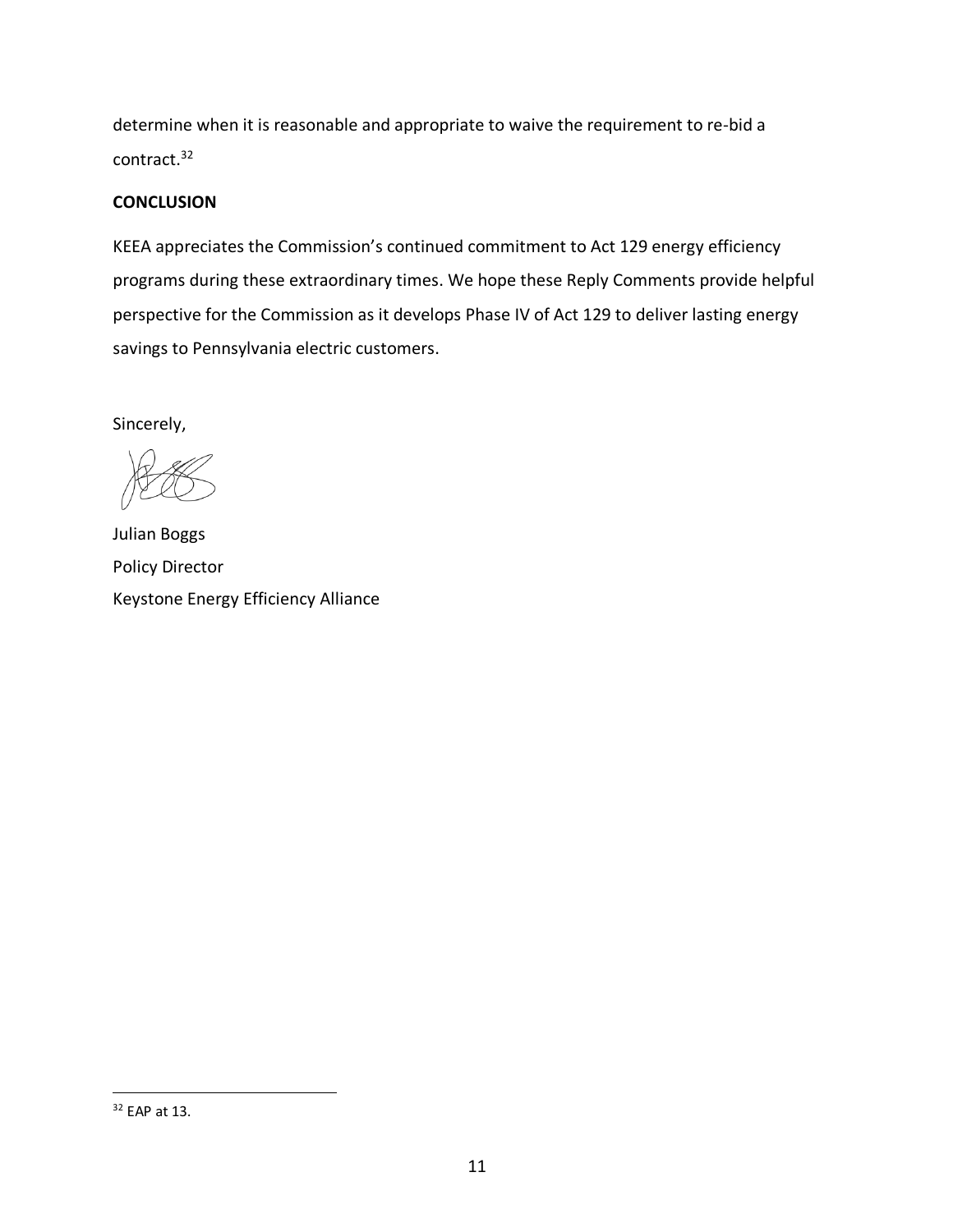determine when it is reasonable and appropriate to waive the requirement to re-bid a contract.[32]

**CONCLUSION**

KEEA appreciates the Commission's continued commitment to Act 129 energy efficiency programs during these extraordinary times. We hope these Reply Comments provide helpful perspective for the Commission as it develops Phase IV of Act 129 to deliver lasting energy savings to Pennsylvania electric customers.

Sincerely,

Julian Boggs
Policy Director
Keystone Energy Efficiency Alliance

---

[32] EAP at 13.